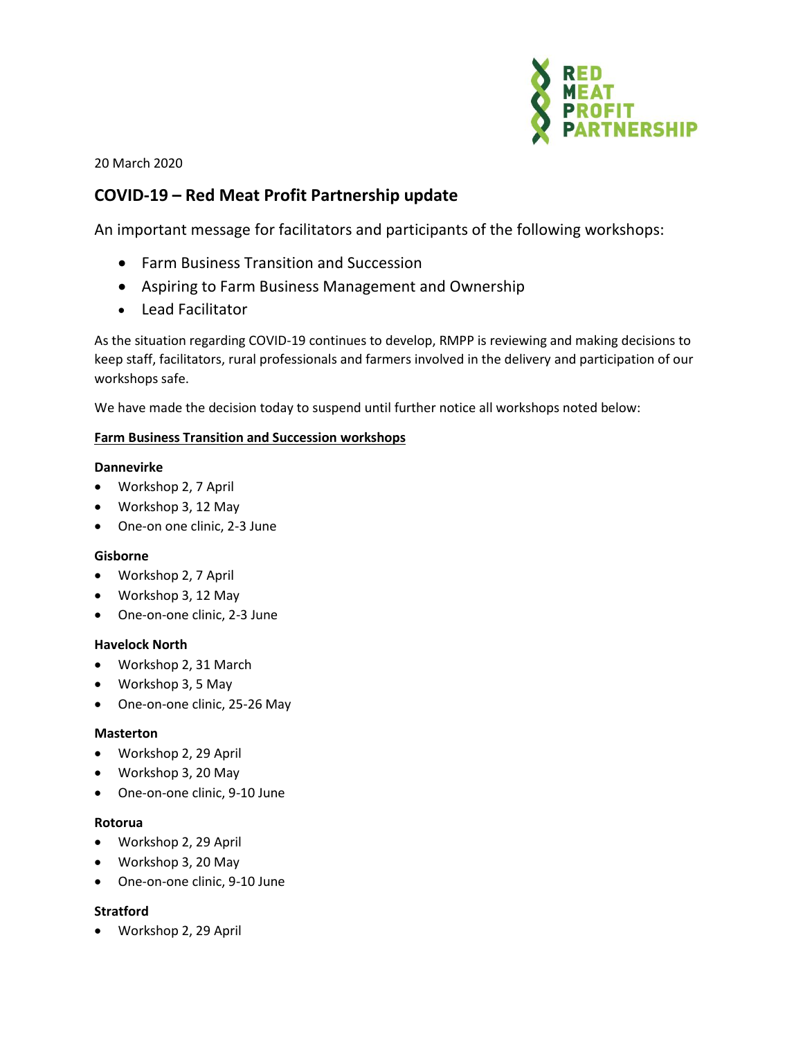RED MEAT PROFIT PARTNERSHIP

20 March 2020

## COVID-19 – Red Meat Profit Partnership update

An important message for facilitators and participants of the following workshops:

- Farm Business Transition and Succession
- Aspiring to Farm Business Management and Ownership
- Lead Facilitator

As the situation regarding COVID-19 continues to develop, RMPP is reviewing and making decisions to keep staff, facilitators, rural professionals and farmers involved in the delivery and participation of our workshops safe.

We have made the decision today to suspend until further notice all workshops noted below:

**Farm Business Transition and Succession workshops**

**Dannevirke**

- Workshop 2, 7 April
- Workshop 3, 12 May
- One-on one clinic, 2-3 June

**Gisborne**

- Workshop 2, 7 April
- Workshop 3, 12 May
- One-on-one clinic, 2-3 June

**Havelock North**

- Workshop 2, 31 March
- Workshop 3, 5 May
- One-on-one clinic, 25-26 May

**Masterton**

- Workshop 2, 29 April
- Workshop 3, 20 May
- One-on-one clinic, 9-10 June

**Rotorua**

- Workshop 2, 29 April
- Workshop 3, 20 May
- One-on-one clinic, 9-10 June

**Stratford**

- Workshop 2, 29 April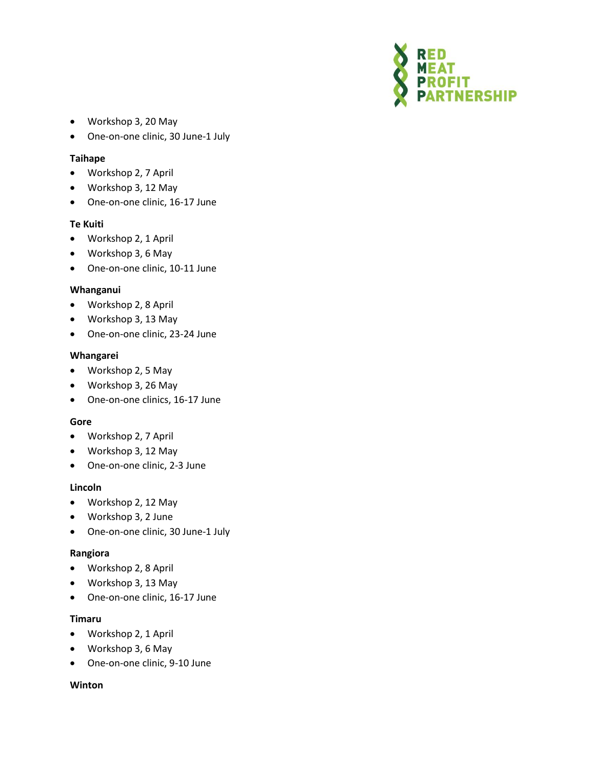- Workshop 3, 20 May
- One-on-one clinic, 30 June-1 July

**Taihape**

- Workshop 2, 7 April
- Workshop 3, 12 May
- One-on-one clinic, 16-17 June

**Te Kuiti**

- Workshop 2, 1 April
- Workshop 3, 6 May
- One-on-one clinic, 10-11 June

**Whanganui**

- Workshop 2, 8 April
- Workshop 3, 13 May
- One-on-one clinic, 23-24 June

**Whangarei**

- Workshop 2, 5 May
- Workshop 3, 26 May
- One-on-one clinics, 16-17 June

**Gore**

- Workshop 2, 7 April
- Workshop 3, 12 May
- One-on-one clinic, 2-3 June

**Lincoln**

- Workshop 2, 12 May
- Workshop 3, 2 June
- One-on-one clinic, 30 June-1 July

**Rangiora**

- Workshop 2, 8 April
- Workshop 3, 13 May
- One-on-one clinic, 16-17 June

**Timaru**

- Workshop 2, 1 April
- Workshop 3, 6 May
- One-on-one clinic, 9-10 June

**Winton**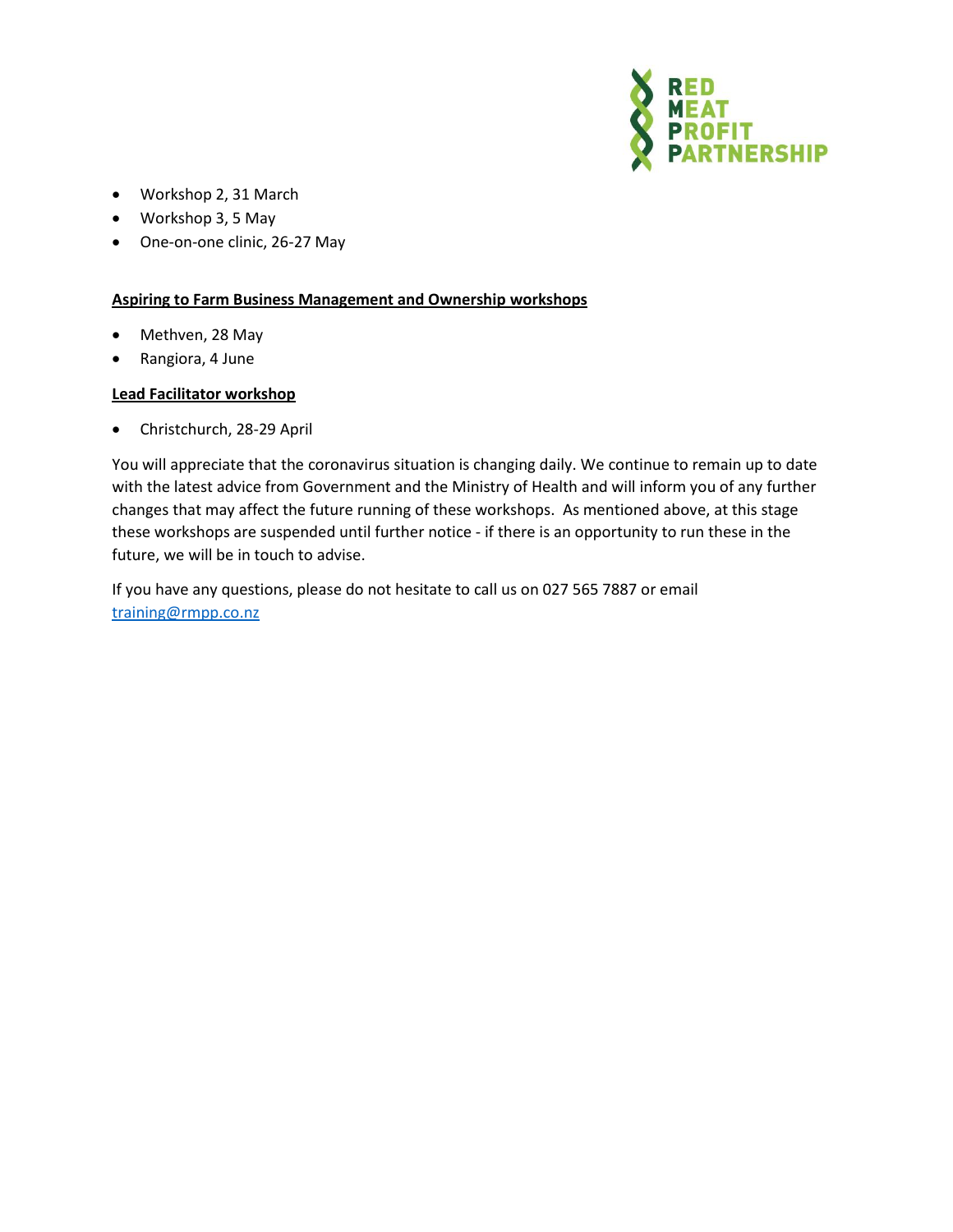- Workshop 2, 31 March
- Workshop 3, 5 May
- One-on-one clinic, 26-27 May

**Aspiring to Farm Business Management and Ownership workshops**

- Methven, 28 May
- Rangiora, 4 June

**Lead Facilitator workshop**

- Christchurch, 28-29 April

You will appreciate that the coronavirus situation is changing daily. We continue to remain up to date with the latest advice from Government and the Ministry of Health and will inform you of any further changes that may affect the future running of these workshops. As mentioned above, at this stage these workshops are suspended until further notice - if there is an opportunity to run these in the future, we will be in touch to advise.

If you have any questions, please do not hesitate to call us on 027 565 7887 or email training@rmpp.co.nz